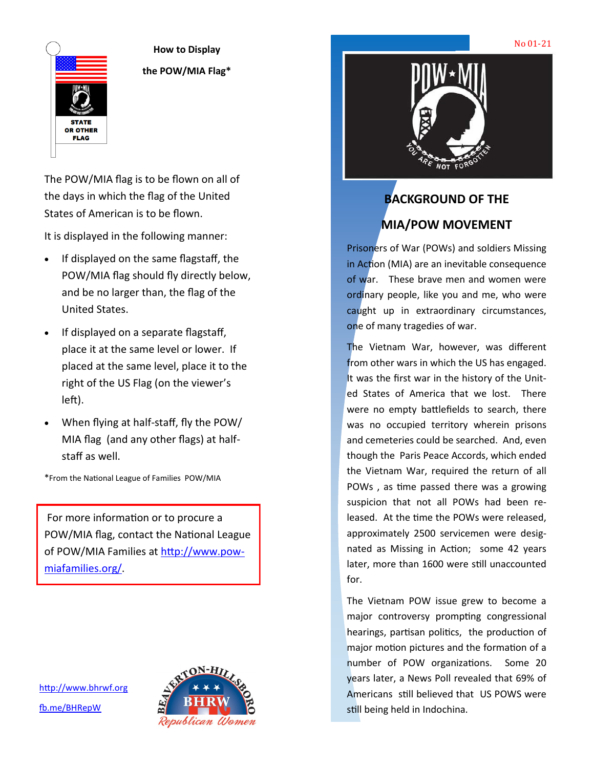## How to Display the POW/MIA Flag*

The POW/MIA flag is to be flown on all of the days in which the flag of the United States of American is to be flown.

It is displayed in the following manner:

- If displayed on the same flagstaff, the POW/MIA flag should fly directly below, and be no larger than, the flag of the United States.
- If displayed on a separate flagstaff, place it at the same level or lower. If placed at the same level, place it to the right of the US Flag (on the viewer's left).
- When flying at half-staff, fly the POW/MIA flag (and any other flags) at half-staff as well.

*From the National League of Families POW/MIA

For more information or to procure a POW/MIA flag, contact the National League of POW/MIA Families at http://www.pow-miafamilies.org/.

http://www.bhrwf.org

fb.me/BHRepW

No 01-21

## BACKGROUND OF THE MIA/POW MOVEMENT

Prisoners of War (POWs) and soldiers Missing in Action (MIA) are an inevitable consequence of war. These brave men and women were ordinary people, like you and me, who were caught up in extraordinary circumstances, one of many tragedies of war.

The Vietnam War, however, was different from other wars in which the US has engaged. It was the first war in the history of the United States of America that we lost. There were no empty battlefields to search, there was no occupied territory wherein prisons and cemeteries could be searched. And, even though the Paris Peace Accords, which ended the Vietnam War, required the return of all POWs , as time passed there was a growing suspicion that not all POWs had been released. At the time the POWs were released, approximately 2500 servicemen were designated as Missing in Action; some 42 years later, more than 1600 were still unaccounted for.

The Vietnam POW issue grew to become a major controversy prompting congressional hearings, partisan politics, the production of major motion pictures and the formation of a number of POW organizations. Some 20 years later, a News Poll revealed that 69% of Americans still believed that US POWS were still being held in Indochina.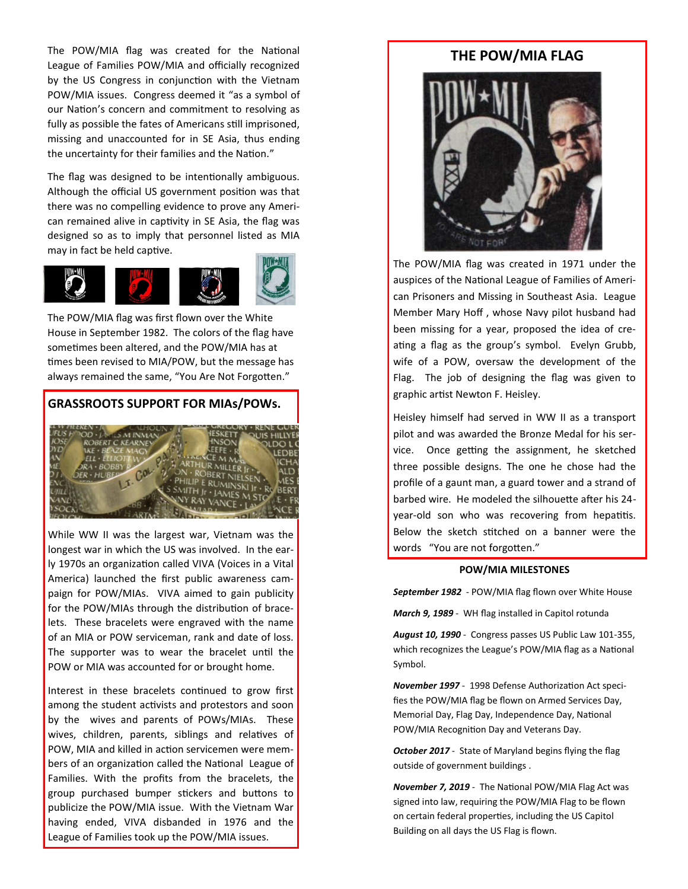The POW/MIA flag was created for the National League of Families POW/MIA and officially recognized by the US Congress in conjunction with the Vietnam POW/MIA issues. Congress deemed it "as a symbol of our Nation's concern and commitment to resolving as fully as possible the fates of Americans still imprisoned, missing and unaccounted for in SE Asia, thus ending the uncertainty for their families and the Nation."

The flag was designed to be intentionally ambiguous. Although the official US government position was that there was no compelling evidence to prove any American remained alive in captivity in SE Asia, the flag was designed so as to imply that personnel listed as MIA may in fact be held captive.

The POW/MIA flag was first flown over the White House in September 1982. The colors of the flag have sometimes been altered, and the POW/MIA has at times been revised to MIA/POW, but the message has always remained the same, "You Are Not Forgotten."

## GRASSROOTS SUPPORT FOR MIAs/POWs.

While WW II was the largest war, Vietnam was the longest war in which the US was involved. In the early 1970s an organization called VIVA (Voices in a Vital America) launched the first public awareness campaign for POW/MIAs. VIVA aimed to gain publicity for the POW/MIAs through the distribution of bracelets. These bracelets were engraved with the name of an MIA or POW serviceman, rank and date of loss. The supporter was to wear the bracelet until the POW or MIA was accounted for or brought home.

Interest in these bracelets continued to grow first among the student activists and protestors and soon by the wives and parents of POWs/MIAs. These wives, children, parents, siblings and relatives of POW, MIA and killed in action servicemen were members of an organization called the National League of Families. With the profits from the bracelets, the group purchased bumper stickers and buttons to publicize the POW/MIA issue. With the Vietnam War having ended, VIVA disbanded in 1976 and the League of Families took up the POW/MIA issues.

## THE POW/MIA FLAG

The POW/MIA flag was created in 1971 under the auspices of the National League of Families of American Prisoners and Missing in Southeast Asia. League Member Mary Hoff , whose Navy pilot husband had been missing for a year, proposed the idea of creating a flag as the group's symbol. Evelyn Grubb, wife of a POW, oversaw the development of the Flag. The job of designing the flag was given to graphic artist Newton F. Heisley.

Heisley himself had served in WW II as a transport pilot and was awarded the Bronze Medal for his service. Once getting the assignment, he sketched three possible designs. The one he chose had the profile of a gaunt man, a guard tower and a strand of barbed wire. He modeled the silhouette after his 24-year-old son who was recovering from hepatitis. Below the sketch stitched on a banner were the words "You are not forgotten."

### POW/MIA MILESTONES

***September 1982*** - POW/MIA flag flown over White House

***March 9, 1989*** - WH flag installed in Capitol rotunda

***August 10, 1990*** - Congress passes US Public Law 101-355, which recognizes the League's POW/MIA flag as a National Symbol.

***November 1997*** - 1998 Defense Authorization Act specifies the POW/MIA flag be flown on Armed Services Day, Memorial Day, Flag Day, Independence Day, National POW/MIA Recognition Day and Veterans Day.

***October 2017*** - State of Maryland begins flying the flag outside of government buildings .

***November 7, 2019*** - The National POW/MIA Flag Act was signed into law, requiring the POW/MIA Flag to be flown on certain federal properties, including the US Capitol Building on all days the US Flag is flown.